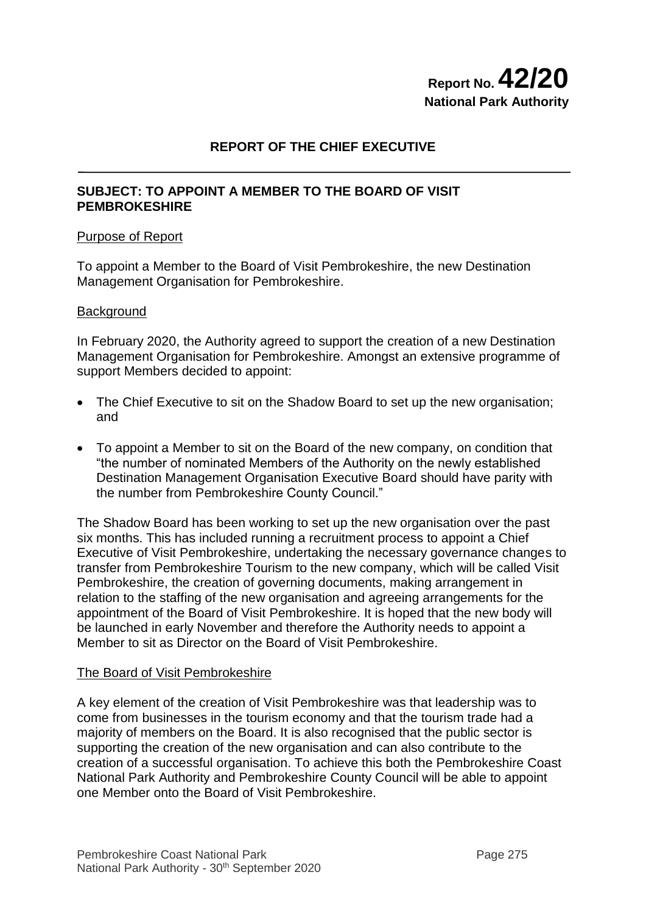**Report No. 42/20**
**National Park Authority**

## REPORT OF THE CHIEF EXECUTIVE

### SUBJECT: TO APPOINT A MEMBER TO THE BOARD OF VISIT PEMBROKESHIRE

Purpose of Report

To appoint a Member to the Board of Visit Pembrokeshire, the new Destination Management Organisation for Pembrokeshire.

Background

In February 2020, the Authority agreed to support the creation of a new Destination Management Organisation for Pembrokeshire. Amongst an extensive programme of support Members decided to appoint:

- The Chief Executive to sit on the Shadow Board to set up the new organisation; and
- To appoint a Member to sit on the Board of the new company, on condition that "the number of nominated Members of the Authority on the newly established Destination Management Organisation Executive Board should have parity with the number from Pembrokeshire County Council."

The Shadow Board has been working to set up the new organisation over the past six months. This has included running a recruitment process to appoint a Chief Executive of Visit Pembrokeshire, undertaking the necessary governance changes to transfer from Pembrokeshire Tourism to the new company, which will be called Visit Pembrokeshire, the creation of governing documents, making arrangement in relation to the staffing of the new organisation and agreeing arrangements for the appointment of the Board of Visit Pembrokeshire. It is hoped that the new body will be launched in early November and therefore the Authority needs to appoint a Member to sit as Director on the Board of Visit Pembrokeshire.

The Board of Visit Pembrokeshire

A key element of the creation of Visit Pembrokeshire was that leadership was to come from businesses in the tourism economy and that the tourism trade had a majority of members on the Board. It is also recognised that the public sector is supporting the creation of the new organisation and can also contribute to the creation of a successful organisation. To achieve this both the Pembrokeshire Coast National Park Authority and Pembrokeshire County Council will be able to appoint one Member onto the Board of Visit Pembrokeshire.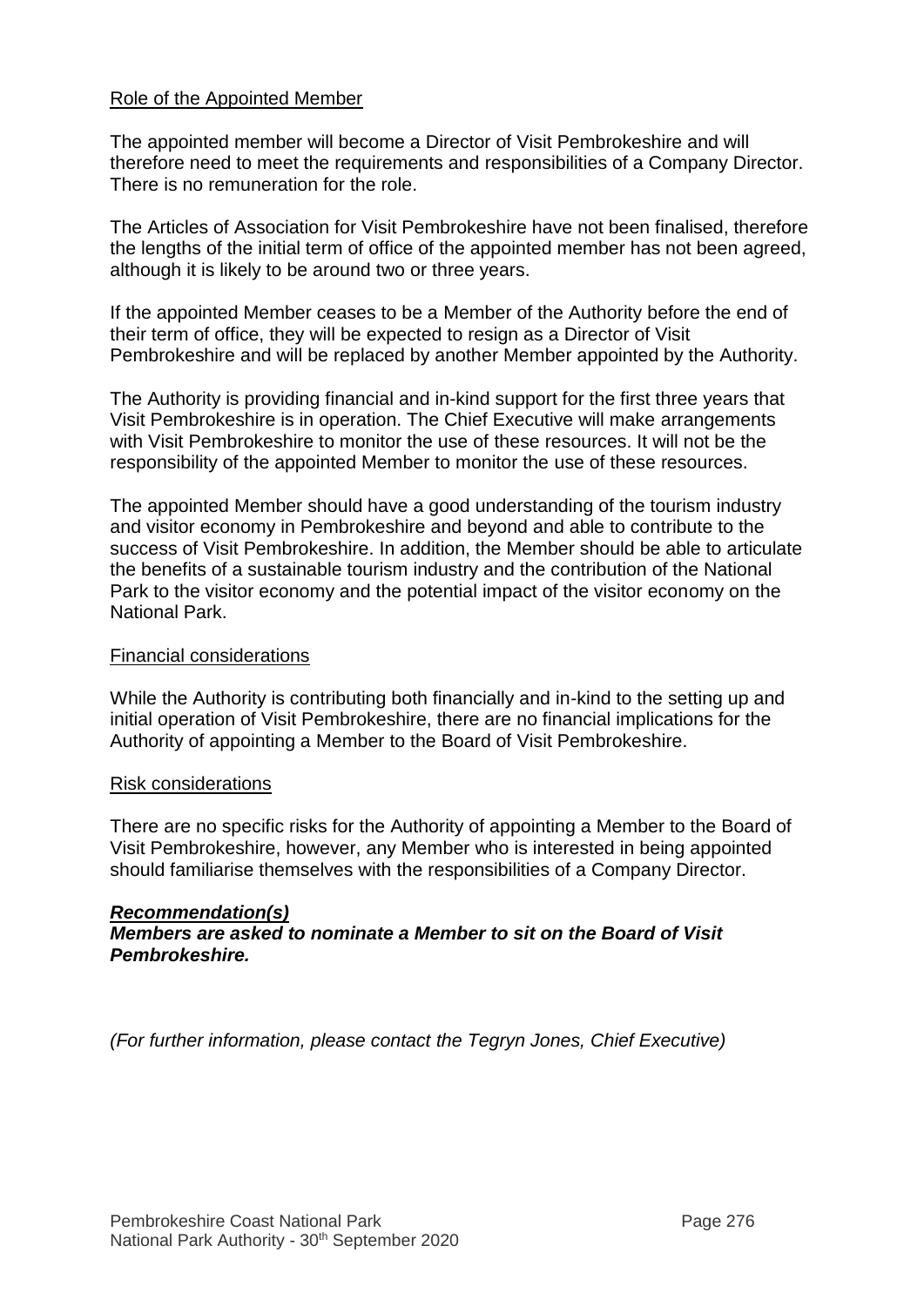## Role of the Appointed Member

The appointed member will become a Director of Visit Pembrokeshire and will therefore need to meet the requirements and responsibilities of a Company Director. There is no remuneration for the role.

The Articles of Association for Visit Pembrokeshire have not been finalised, therefore the lengths of the initial term of office of the appointed member has not been agreed, although it is likely to be around two or three years.

If the appointed Member ceases to be a Member of the Authority before the end of their term of office, they will be expected to resign as a Director of Visit Pembrokeshire and will be replaced by another Member appointed by the Authority.

The Authority is providing financial and in-kind support for the first three years that Visit Pembrokeshire is in operation. The Chief Executive will make arrangements with Visit Pembrokeshire to monitor the use of these resources. It will not be the responsibility of the appointed Member to monitor the use of these resources.

The appointed Member should have a good understanding of the tourism industry and visitor economy in Pembrokeshire and beyond and able to contribute to the success of Visit Pembrokeshire. In addition, the Member should be able to articulate the benefits of a sustainable tourism industry and the contribution of the National Park to the visitor economy and the potential impact of the visitor economy on the National Park.

## Financial considerations

While the Authority is contributing both financially and in-kind to the setting up and initial operation of Visit Pembrokeshire, there are no financial implications for the Authority of appointing a Member to the Board of Visit Pembrokeshire.

## Risk considerations

There are no specific risks for the Authority of appointing a Member to the Board of Visit Pembrokeshire, however, any Member who is interested in being appointed should familiarise themselves with the responsibilities of a Company Director.

***Recommendation(s)***
***Members are asked to nominate a Member to sit on the Board of Visit Pembrokeshire.***

*(For further information, please contact the Tegryn Jones, Chief Executive)*